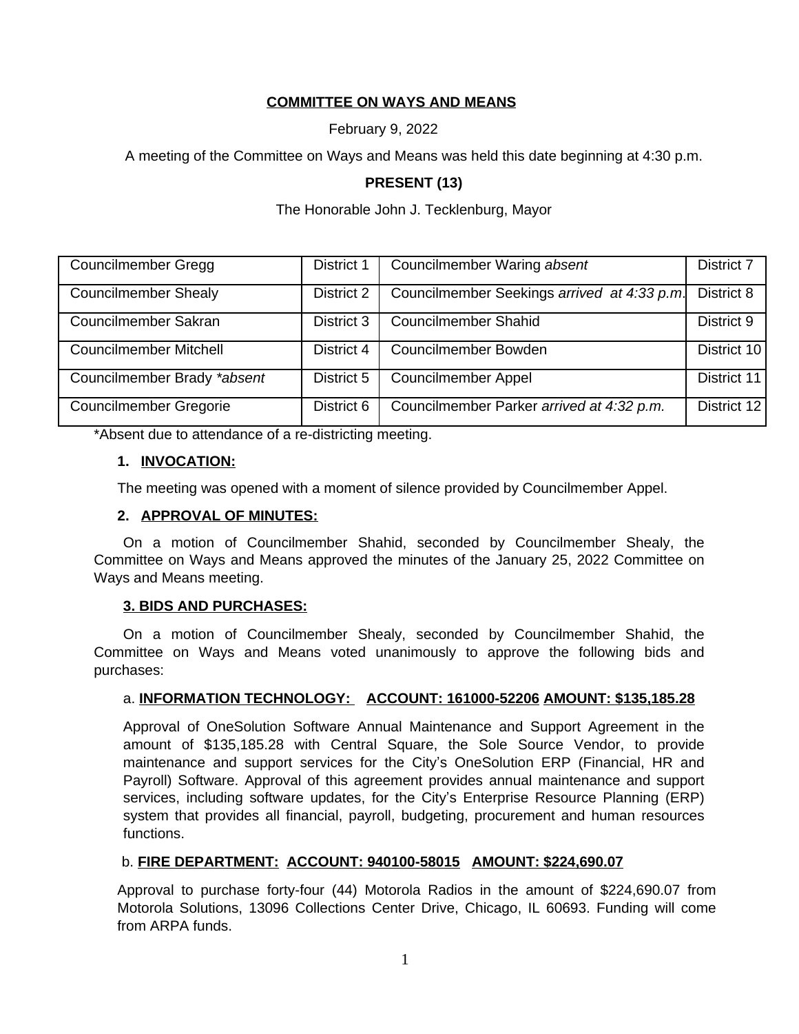**COMMITTEE ON WAYS AND MEANS**

February 9, 2022

A meeting of the Committee on Ways and Means was held this date beginning at 4:30 p.m.

**PRESENT (13)**

The Honorable John J. Tecklenburg, Mayor

| | | | |
|---|---|---|---|
| Councilmember Gregg | District 1 | Councilmember Waring *absent* | District 7 |
| Councilmember Shealy | District 2 | Councilmember Seekings *arrived at 4:33 p.m.* | District 8 |
| Councilmember Sakran | District 3 | Councilmember Shahid | District 9 |
| Councilmember Mitchell | District 4 | Councilmember Bowden | District 10 |
| Councilmember Brady *\*absent* | District 5 | Councilmember Appel | District 11 |
| Councilmember Gregorie | District 6 | Councilmember Parker *arrived at 4:32 p.m.* | District 12 |

*Absent due to attendance of a re-districting meeting.

## 1. INVOCATION:

The meeting was opened with a moment of silence provided by Councilmember Appel.

## 2. APPROVAL OF MINUTES:

On a motion of Councilmember Shahid, seconded by Councilmember Shealy, the Committee on Ways and Means approved the minutes of the January 25, 2022 Committee on Ways and Means meeting.

## 3. BIDS AND PURCHASES:

On a motion of Councilmember Shealy, seconded by Councilmember Shahid, the Committee on Ways and Means voted unanimously to approve the following bids and purchases:

a. **INFORMATION TECHNOLOGY: ACCOUNT: 161000-52206 AMOUNT: $135,185.28**

Approval of OneSolution Software Annual Maintenance and Support Agreement in the amount of $135,185.28 with Central Square, the Sole Source Vendor, to provide maintenance and support services for the City's OneSolution ERP (Financial, HR and Payroll) Software. Approval of this agreement provides annual maintenance and support services, including software updates, for the City's Enterprise Resource Planning (ERP) system that provides all financial, payroll, budgeting, procurement and human resources functions.

b. **FIRE DEPARTMENT: ACCOUNT: 940100-58015 AMOUNT: $224,690.07**

Approval to purchase forty-four (44) Motorola Radios in the amount of $224,690.07 from Motorola Solutions, 13096 Collections Center Drive, Chicago, IL 60693. Funding will come from ARPA funds.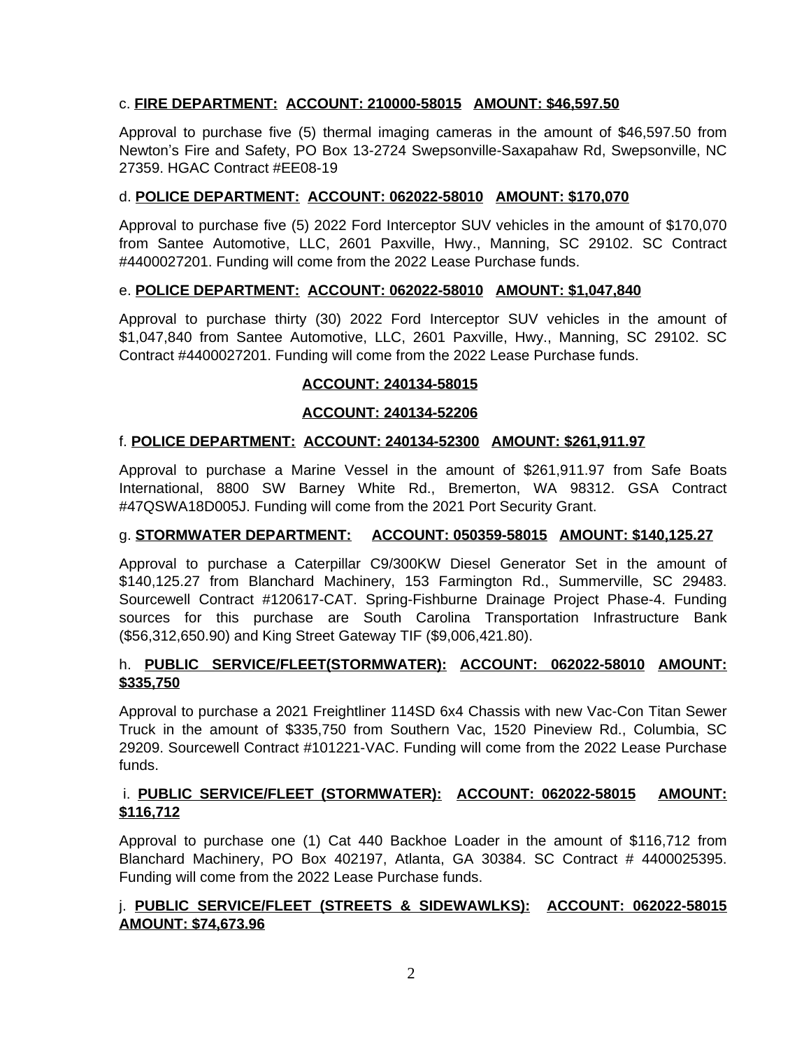c. **<u>FIRE DEPARTMENT:</u> <u>ACCOUNT: 210000-58015</u> <u>AMOUNT: $46,597.50</u>**

Approval to purchase five (5) thermal imaging cameras in the amount of $46,597.50 from Newton's Fire and Safety, PO Box 13-2724 Swepsonville-Saxapahaw Rd, Swepsonville, NC 27359. HGAC Contract #EE08-19

d. **<u>POLICE DEPARTMENT:</u> <u>ACCOUNT: 062022-58010</u> <u>AMOUNT: $170,070</u>**

Approval to purchase five (5) 2022 Ford Interceptor SUV vehicles in the amount of $170,070 from Santee Automotive, LLC, 2601 Paxville, Hwy., Manning, SC 29102. SC Contract #4400027201. Funding will come from the 2022 Lease Purchase funds.

e. **<u>POLICE DEPARTMENT:</u> <u>ACCOUNT: 062022-58010</u> <u>AMOUNT: $1,047,840</u>**

Approval to purchase thirty (30) 2022 Ford Interceptor SUV vehicles in the amount of $1,047,840 from Santee Automotive, LLC, 2601 Paxville, Hwy., Manning, SC 29102. SC Contract #4400027201. Funding will come from the 2022 Lease Purchase funds.

**<u>ACCOUNT: 240134-58015</u>**

**<u>ACCOUNT: 240134-52206</u>**

f. **<u>POLICE DEPARTMENT:</u> <u>ACCOUNT: 240134-52300</u> <u>AMOUNT: $261,911.97</u>**

Approval to purchase a Marine Vessel in the amount of $261,911.97 from Safe Boats International, 8800 SW Barney White Rd., Bremerton, WA 98312. GSA Contract #47QSWA18D005J. Funding will come from the 2021 Port Security Grant.

g. **<u>STORMWATER DEPARTMENT:</u> <u>ACCOUNT: 050359-58015</u> <u>AMOUNT: $140,125.27</u>**

Approval to purchase a Caterpillar C9/300KW Diesel Generator Set in the amount of $140,125.27 from Blanchard Machinery, 153 Farmington Rd., Summerville, SC 29483. Sourcewell Contract #120617-CAT. Spring-Fishburne Drainage Project Phase-4. Funding sources for this purchase are South Carolina Transportation Infrastructure Bank ($56,312,650.90) and King Street Gateway TIF ($9,006,421.80).

h. **<u>PUBLIC SERVICE/FLEET(STORMWATER):</u> <u>ACCOUNT: 062022-58010</u> <u>AMOUNT: $335,750</u>**

Approval to purchase a 2021 Freightliner 114SD 6x4 Chassis with new Vac-Con Titan Sewer Truck in the amount of $335,750 from Southern Vac, 1520 Pineview Rd., Columbia, SC 29209. Sourcewell Contract #101221-VAC. Funding will come from the 2022 Lease Purchase funds.

i. **<u>PUBLIC SERVICE/FLEET (STORMWATER):</u> <u>ACCOUNT: 062022-58015</u> <u>AMOUNT: $116,712</u>**

Approval to purchase one (1) Cat 440 Backhoe Loader in the amount of $116,712 from Blanchard Machinery, PO Box 402197, Atlanta, GA 30384. SC Contract # 4400025395. Funding will come from the 2022 Lease Purchase funds.

j. **<u>PUBLIC SERVICE/FLEET (STREETS & SIDEWAWLKS):</u> <u>ACCOUNT: 062022-58015</u> <u>AMOUNT: $74,673.96</u>**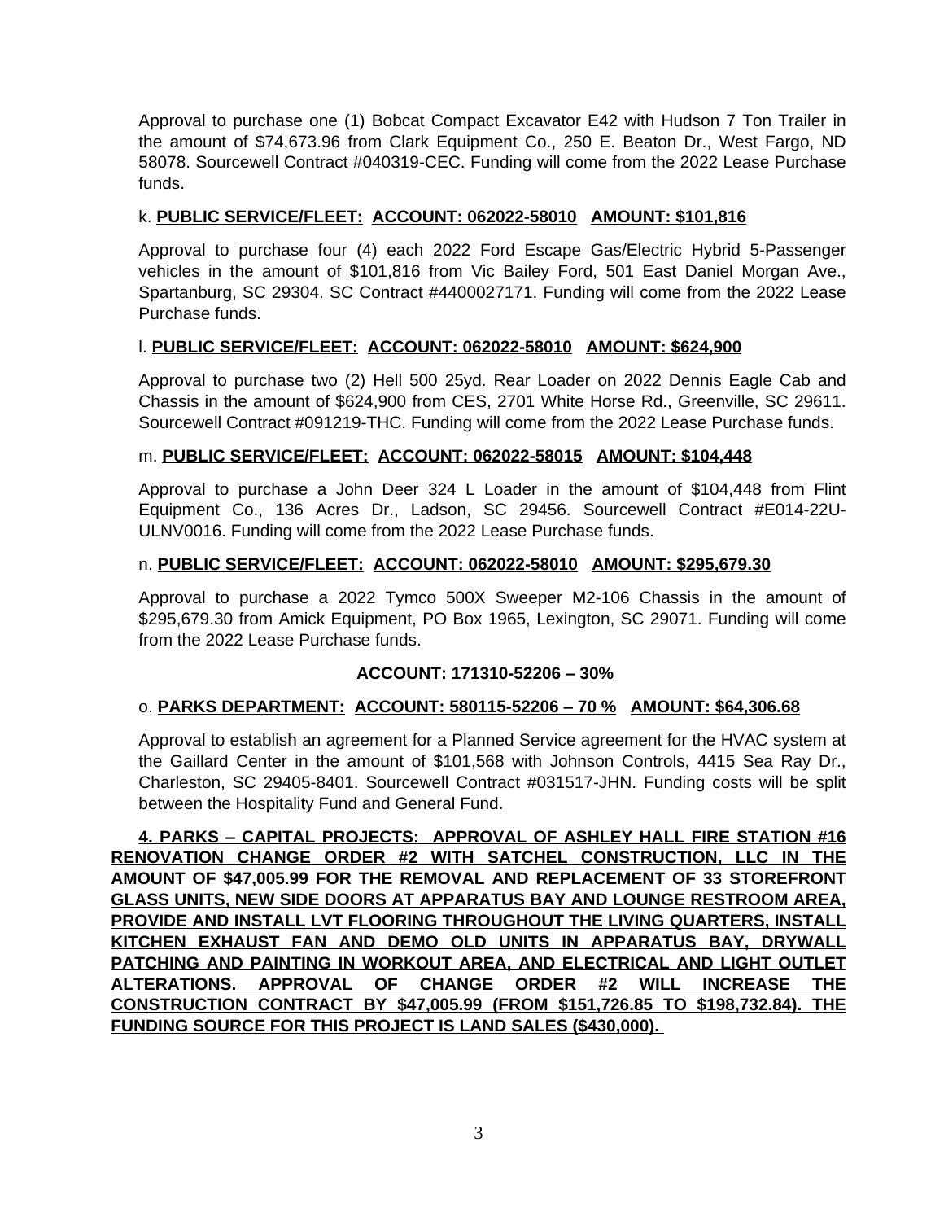Approval to purchase one (1) Bobcat Compact Excavator E42 with Hudson 7 Ton Trailer in the amount of $74,673.96 from Clark Equipment Co., 250 E. Beaton Dr., West Fargo, ND 58078. Sourcewell Contract #040319-CEC. Funding will come from the 2022 Lease Purchase funds.

k. **PUBLIC SERVICE/FLEET: ACCOUNT: 062022-58010 AMOUNT: $101,816**

Approval to purchase four (4) each 2022 Ford Escape Gas/Electric Hybrid 5-Passenger vehicles in the amount of $101,816 from Vic Bailey Ford, 501 East Daniel Morgan Ave., Spartanburg, SC 29304. SC Contract #4400027171. Funding will come from the 2022 Lease Purchase funds.

l. **PUBLIC SERVICE/FLEET: ACCOUNT: 062022-58010 AMOUNT: $624,900**

Approval to purchase two (2) Hell 500 25yd. Rear Loader on 2022 Dennis Eagle Cab and Chassis in the amount of $624,900 from CES, 2701 White Horse Rd., Greenville, SC 29611. Sourcewell Contract #091219-THC. Funding will come from the 2022 Lease Purchase funds.

m. **PUBLIC SERVICE/FLEET: ACCOUNT: 062022-58015 AMOUNT: $104,448**

Approval to purchase a John Deer 324 L Loader in the amount of $104,448 from Flint Equipment Co., 136 Acres Dr., Ladson, SC 29456. Sourcewell Contract #E014-22U-ULNV0016. Funding will come from the 2022 Lease Purchase funds.

n. **PUBLIC SERVICE/FLEET: ACCOUNT: 062022-58010 AMOUNT: $295,679.30**

Approval to purchase a 2022 Tymco 500X Sweeper M2-106 Chassis in the amount of $295,679.30 from Amick Equipment, PO Box 1965, Lexington, SC 29071. Funding will come from the 2022 Lease Purchase funds.

**ACCOUNT: 171310-52206 – 30%**

o. **PARKS DEPARTMENT: ACCOUNT: 580115-52206 – 70 % AMOUNT: $64,306.68**

Approval to establish an agreement for a Planned Service agreement for the HVAC system at the Gaillard Center in the amount of $101,568 with Johnson Controls, 4415 Sea Ray Dr., Charleston, SC 29405-8401. Sourcewell Contract #031517-JHN. Funding costs will be split between the Hospitality Fund and General Fund.

**4. PARKS – CAPITAL PROJECTS: APPROVAL OF ASHLEY HALL FIRE STATION #16 RENOVATION CHANGE ORDER #2 WITH SATCHEL CONSTRUCTION, LLC IN THE AMOUNT OF $47,005.99 FOR THE REMOVAL AND REPLACEMENT OF 33 STOREFRONT GLASS UNITS, NEW SIDE DOORS AT APPARATUS BAY AND LOUNGE RESTROOM AREA, PROVIDE AND INSTALL LVT FLOORING THROUGHOUT THE LIVING QUARTERS, INSTALL KITCHEN EXHAUST FAN AND DEMO OLD UNITS IN APPARATUS BAY, DRYWALL PATCHING AND PAINTING IN WORKOUT AREA, AND ELECTRICAL AND LIGHT OUTLET ALTERATIONS. APPROVAL OF CHANGE ORDER #2 WILL INCREASE THE CONSTRUCTION CONTRACT BY $47,005.99 (FROM $151,726.85 TO $198,732.84). THE FUNDING SOURCE FOR THIS PROJECT IS LAND SALES ($430,000).**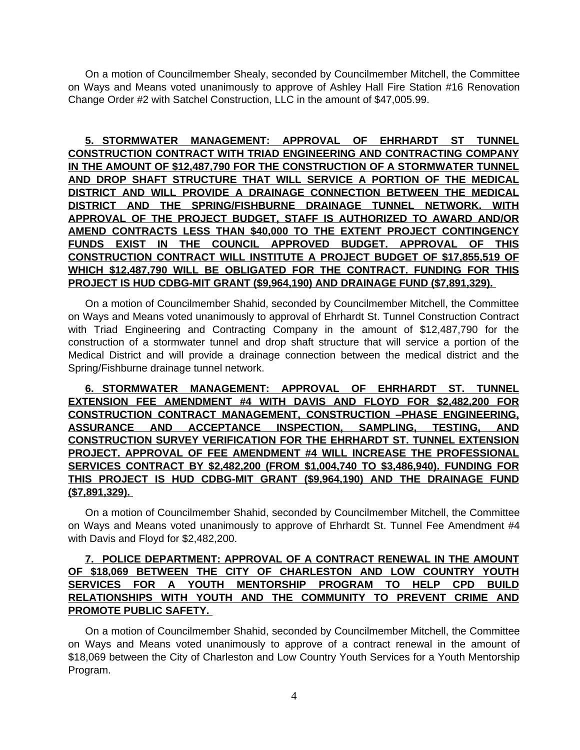On a motion of Councilmember Shealy, seconded by Councilmember Mitchell, the Committee on Ways and Means voted unanimously to approve of Ashley Hall Fire Station #16 Renovation Change Order #2 with Satchel Construction, LLC in the amount of $47,005.99.

**5. STORMWATER MANAGEMENT: APPROVAL OF EHRHARDT ST TUNNEL CONSTRUCTION CONTRACT WITH TRIAD ENGINEERING AND CONTRACTING COMPANY IN THE AMOUNT OF $12,487,790 FOR THE CONSTRUCTION OF A STORMWATER TUNNEL AND DROP SHAFT STRUCTURE THAT WILL SERVICE A PORTION OF THE MEDICAL DISTRICT AND WILL PROVIDE A DRAINAGE CONNECTION BETWEEN THE MEDICAL DISTRICT AND THE SPRING/FISHBURNE DRAINAGE TUNNEL NETWORK. WITH APPROVAL OF THE PROJECT BUDGET, STAFF IS AUTHORIZED TO AWARD AND/OR AMEND CONTRACTS LESS THAN $40,000 TO THE EXTENT PROJECT CONTINGENCY FUNDS EXIST IN THE COUNCIL APPROVED BUDGET. APPROVAL OF THIS CONSTRUCTION CONTRACT WILL INSTITUTE A PROJECT BUDGET OF $17,855,519 OF WHICH $12,487,790 WILL BE OBLIGATED FOR THE CONTRACT. FUNDING FOR THIS PROJECT IS HUD CDBG-MIT GRANT ($9,964,190) AND DRAINAGE FUND ($7,891,329).**

On a motion of Councilmember Shahid, seconded by Councilmember Mitchell, the Committee on Ways and Means voted unanimously to approval of Ehrhardt St. Tunnel Construction Contract with Triad Engineering and Contracting Company in the amount of $12,487,790 for the construction of a stormwater tunnel and drop shaft structure that will service a portion of the Medical District and will provide a drainage connection between the medical district and the Spring/Fishburne drainage tunnel network.

**6. STORMWATER MANAGEMENT: APPROVAL OF EHRHARDT ST. TUNNEL EXTENSION FEE AMENDMENT #4 WITH DAVIS AND FLOYD FOR $2,482,200 FOR CONSTRUCTION CONTRACT MANAGEMENT, CONSTRUCTION –PHASE ENGINEERING, ASSURANCE AND ACCEPTANCE INSPECTION, SAMPLING, TESTING, AND CONSTRUCTION SURVEY VERIFICATION FOR THE EHRHARDT ST. TUNNEL EXTENSION PROJECT. APPROVAL OF FEE AMENDMENT #4 WILL INCREASE THE PROFESSIONAL SERVICES CONTRACT BY $2,482,200 (FROM $1,004,740 TO $3,486,940). FUNDING FOR THIS PROJECT IS HUD CDBG-MIT GRANT ($9,964,190) AND THE DRAINAGE FUND ($7,891,329).**

On a motion of Councilmember Shahid, seconded by Councilmember Mitchell, the Committee on Ways and Means voted unanimously to approve of Ehrhardt St. Tunnel Fee Amendment #4 with Davis and Floyd for $2,482,200.

**7. POLICE DEPARTMENT: APPROVAL OF A CONTRACT RENEWAL IN THE AMOUNT OF $18,069 BETWEEN THE CITY OF CHARLESTON AND LOW COUNTRY YOUTH SERVICES FOR A YOUTH MENTORSHIP PROGRAM TO HELP CPD BUILD RELATIONSHIPS WITH YOUTH AND THE COMMUNITY TO PREVENT CRIME AND PROMOTE PUBLIC SAFETY.**

On a motion of Councilmember Shahid, seconded by Councilmember Mitchell, the Committee on Ways and Means voted unanimously to approve of a contract renewal in the amount of $18,069 between the City of Charleston and Low Country Youth Services for a Youth Mentorship Program.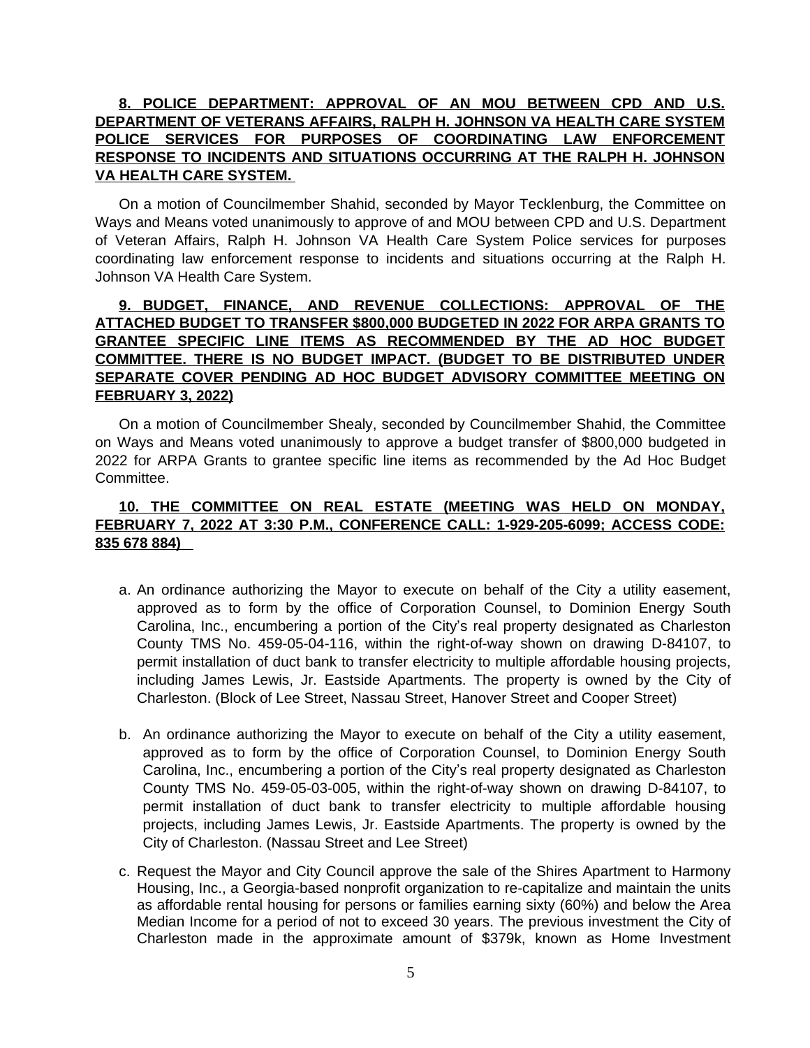**8. POLICE DEPARTMENT: APPROVAL OF AN MOU BETWEEN CPD AND U.S. DEPARTMENT OF VETERANS AFFAIRS, RALPH H. JOHNSON VA HEALTH CARE SYSTEM POLICE SERVICES FOR PURPOSES OF COORDINATING LAW ENFORCEMENT RESPONSE TO INCIDENTS AND SITUATIONS OCCURRING AT THE RALPH H. JOHNSON VA HEALTH CARE SYSTEM.**

On a motion of Councilmember Shahid, seconded by Mayor Tecklenburg, the Committee on Ways and Means voted unanimously to approve of and MOU between CPD and U.S. Department of Veteran Affairs, Ralph H. Johnson VA Health Care System Police services for purposes coordinating law enforcement response to incidents and situations occurring at the Ralph H. Johnson VA Health Care System.

**9. BUDGET, FINANCE, AND REVENUE COLLECTIONS: APPROVAL OF THE ATTACHED BUDGET TO TRANSFER $800,000 BUDGETED IN 2022 FOR ARPA GRANTS TO GRANTEE SPECIFIC LINE ITEMS AS RECOMMENDED BY THE AD HOC BUDGET COMMITTEE. THERE IS NO BUDGET IMPACT. (BUDGET TO BE DISTRIBUTED UNDER SEPARATE COVER PENDING AD HOC BUDGET ADVISORY COMMITTEE MEETING ON FEBRUARY 3, 2022)**

On a motion of Councilmember Shealy, seconded by Councilmember Shahid, the Committee on Ways and Means voted unanimously to approve a budget transfer of $800,000 budgeted in 2022 for ARPA Grants to grantee specific line items as recommended by the Ad Hoc Budget Committee.

**10. THE COMMITTEE ON REAL ESTATE (MEETING WAS HELD ON MONDAY, FEBRUARY 7, 2022 AT 3:30 P.M., CONFERENCE CALL: 1-929-205-6099; ACCESS CODE: 835 678 884)**

a. An ordinance authorizing the Mayor to execute on behalf of the City a utility easement, approved as to form by the office of Corporation Counsel, to Dominion Energy South Carolina, Inc., encumbering a portion of the City's real property designated as Charleston County TMS No. 459-05-04-116, within the right-of-way shown on drawing D-84107, to permit installation of duct bank to transfer electricity to multiple affordable housing projects, including James Lewis, Jr. Eastside Apartments. The property is owned by the City of Charleston. (Block of Lee Street, Nassau Street, Hanover Street and Cooper Street)

b. An ordinance authorizing the Mayor to execute on behalf of the City a utility easement, approved as to form by the office of Corporation Counsel, to Dominion Energy South Carolina, Inc., encumbering a portion of the City's real property designated as Charleston County TMS No. 459-05-03-005, within the right-of-way shown on drawing D-84107, to permit installation of duct bank to transfer electricity to multiple affordable housing projects, including James Lewis, Jr. Eastside Apartments. The property is owned by the City of Charleston. (Nassau Street and Lee Street)

c. Request the Mayor and City Council approve the sale of the Shires Apartment to Harmony Housing, Inc., a Georgia-based nonprofit organization to re-capitalize and maintain the units as affordable rental housing for persons or families earning sixty (60%) and below the Area Median Income for a period of not to exceed 30 years. The previous investment the City of Charleston made in the approximate amount of $379k, known as Home Investment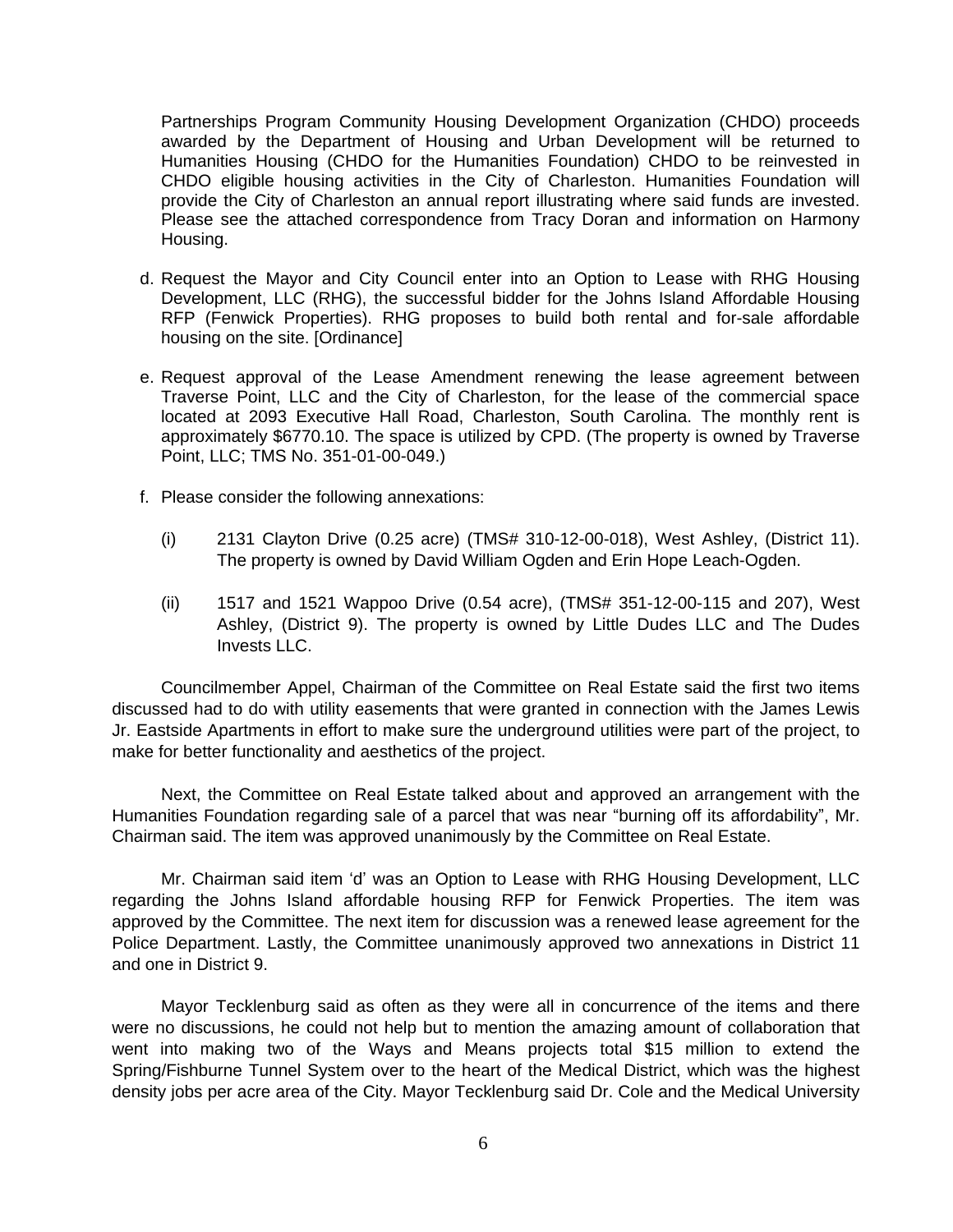Partnerships Program Community Housing Development Organization (CHDO) proceeds awarded by the Department of Housing and Urban Development will be returned to Humanities Housing (CHDO for the Humanities Foundation) CHDO to be reinvested in CHDO eligible housing activities in the City of Charleston. Humanities Foundation will provide the City of Charleston an annual report illustrating where said funds are invested. Please see the attached correspondence from Tracy Doran and information on Harmony Housing.

d. Request the Mayor and City Council enter into an Option to Lease with RHG Housing Development, LLC (RHG), the successful bidder for the Johns Island Affordable Housing RFP (Fenwick Properties). RHG proposes to build both rental and for-sale affordable housing on the site. [Ordinance]

e. Request approval of the Lease Amendment renewing the lease agreement between Traverse Point, LLC and the City of Charleston, for the lease of the commercial space located at 2093 Executive Hall Road, Charleston, South Carolina. The monthly rent is approximately $6770.10. The space is utilized by CPD. (The property is owned by Traverse Point, LLC; TMS No. 351-01-00-049.)

f. Please consider the following annexations:

   (i) 2131 Clayton Drive (0.25 acre) (TMS# 310-12-00-018), West Ashley, (District 11). The property is owned by David William Ogden and Erin Hope Leach-Ogden.

   (ii) 1517 and 1521 Wappoo Drive (0.54 acre), (TMS# 351-12-00-115 and 207), West Ashley, (District 9). The property is owned by Little Dudes LLC and The Dudes Invests LLC.

Councilmember Appel, Chairman of the Committee on Real Estate said the first two items discussed had to do with utility easements that were granted in connection with the James Lewis Jr. Eastside Apartments in effort to make sure the underground utilities were part of the project, to make for better functionality and aesthetics of the project.

Next, the Committee on Real Estate talked about and approved an arrangement with the Humanities Foundation regarding sale of a parcel that was near "burning off its affordability", Mr. Chairman said. The item was approved unanimously by the Committee on Real Estate.

Mr. Chairman said item 'd' was an Option to Lease with RHG Housing Development, LLC regarding the Johns Island affordable housing RFP for Fenwick Properties. The item was approved by the Committee. The next item for discussion was a renewed lease agreement for the Police Department. Lastly, the Committee unanimously approved two annexations in District 11 and one in District 9.

Mayor Tecklenburg said as often as they were all in concurrence of the items and there were no discussions, he could not help but to mention the amazing amount of collaboration that went into making two of the Ways and Means projects total $15 million to extend the Spring/Fishburne Tunnel System over to the heart of the Medical District, which was the highest density jobs per acre area of the City. Mayor Tecklenburg said Dr. Cole and the Medical University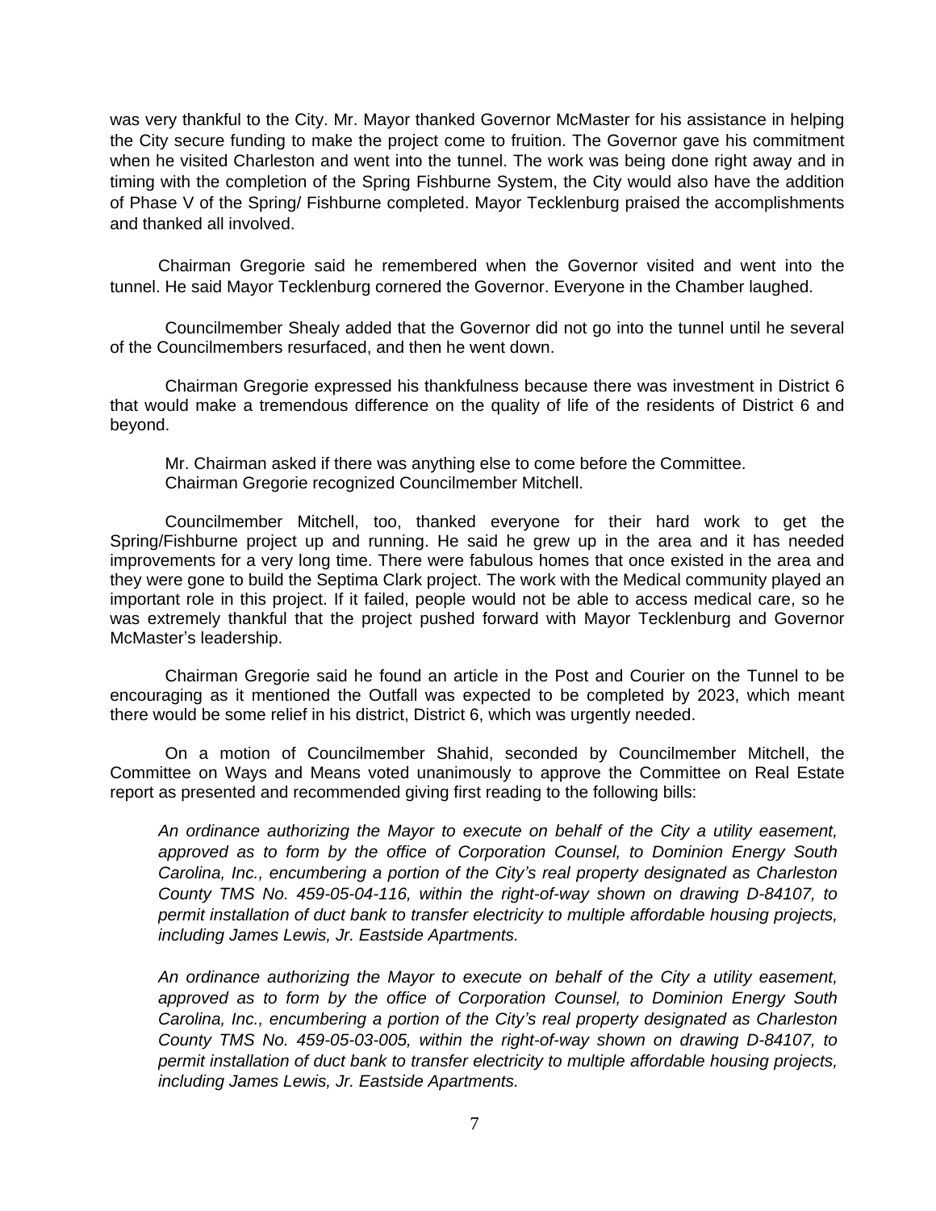was very thankful to the City. Mr. Mayor thanked Governor McMaster for his assistance in helping the City secure funding to make the project come to fruition. The Governor gave his commitment when he visited Charleston and went into the tunnel. The work was being done right away and in timing with the completion of the Spring Fishburne System, the City would also have the addition of Phase V of the Spring/ Fishburne completed. Mayor Tecklenburg praised the accomplishments and thanked all involved.

Chairman Gregorie said he remembered when the Governor visited and went into the tunnel. He said Mayor Tecklenburg cornered the Governor. Everyone in the Chamber laughed.

Councilmember Shealy added that the Governor did not go into the tunnel until he several of the Councilmembers resurfaced, and then he went down.

Chairman Gregorie expressed his thankfulness because there was investment in District 6 that would make a tremendous difference on the quality of life of the residents of District 6 and beyond.

Mr. Chairman asked if there was anything else to come before the Committee.
Chairman Gregorie recognized Councilmember Mitchell.

Councilmember Mitchell, too, thanked everyone for their hard work to get the Spring/Fishburne project up and running. He said he grew up in the area and it has needed improvements for a very long time. There were fabulous homes that once existed in the area and they were gone to build the Septima Clark project. The work with the Medical community played an important role in this project. If it failed, people would not be able to access medical care, so he was extremely thankful that the project pushed forward with Mayor Tecklenburg and Governor McMaster's leadership.

Chairman Gregorie said he found an article in the Post and Courier on the Tunnel to be encouraging as it mentioned the Outfall was expected to be completed by 2023, which meant there would be some relief in his district, District 6, which was urgently needed.

On a motion of Councilmember Shahid, seconded by Councilmember Mitchell, the Committee on Ways and Means voted unanimously to approve the Committee on Real Estate report as presented and recommended giving first reading to the following bills:

*An ordinance authorizing the Mayor to execute on behalf of the City a utility easement, approved as to form by the office of Corporation Counsel, to Dominion Energy South Carolina, Inc., encumbering a portion of the City's real property designated as Charleston County TMS No. 459-05-04-116, within the right-of-way shown on drawing D-84107, to permit installation of duct bank to transfer electricity to multiple affordable housing projects, including James Lewis, Jr. Eastside Apartments.*

*An ordinance authorizing the Mayor to execute on behalf of the City a utility easement, approved as to form by the office of Corporation Counsel, to Dominion Energy South Carolina, Inc., encumbering a portion of the City's real property designated as Charleston County TMS No. 459-05-03-005, within the right-of-way shown on drawing D-84107, to permit installation of duct bank to transfer electricity to multiple affordable housing projects, including James Lewis, Jr. Eastside Apartments.*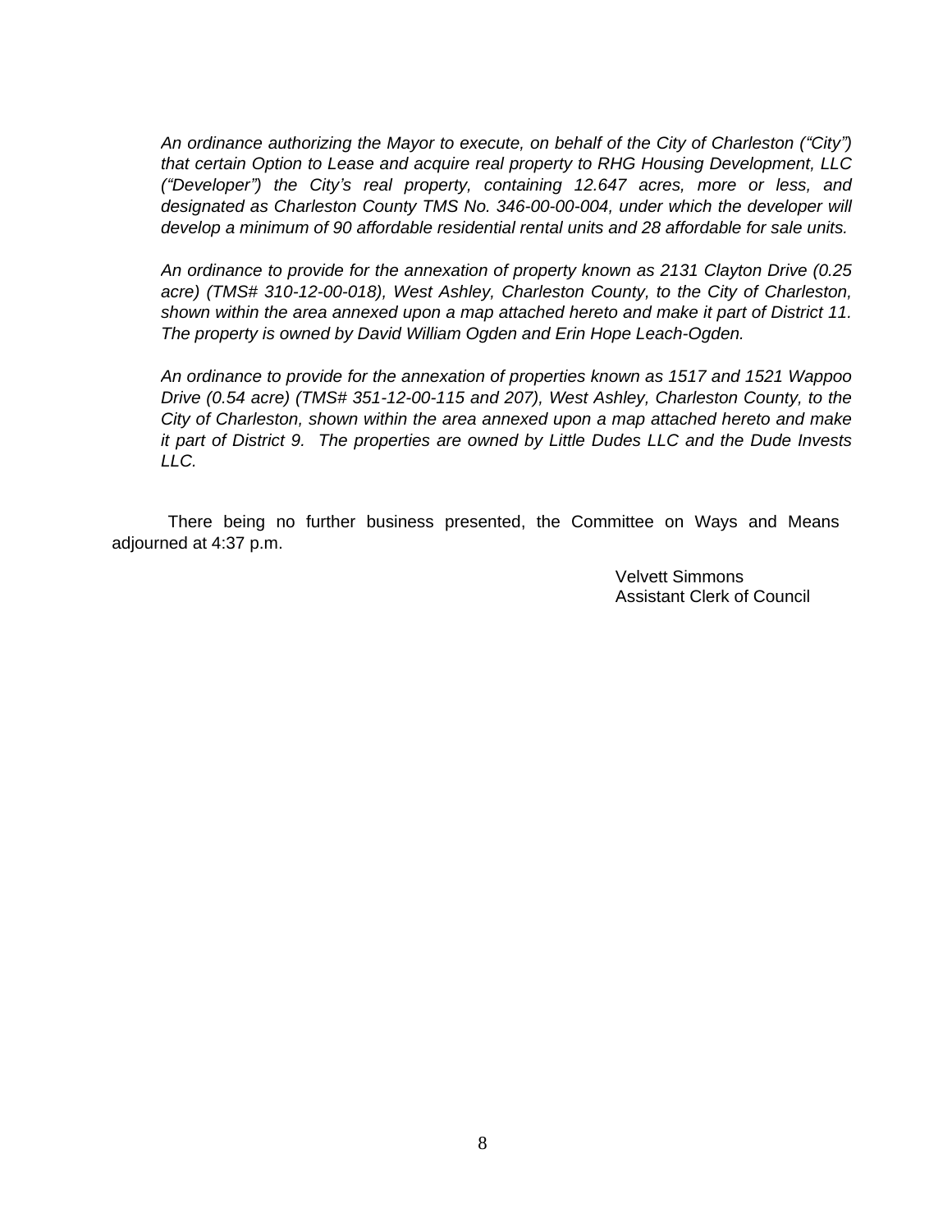*An ordinance authorizing the Mayor to execute, on behalf of the City of Charleston ("City") that certain Option to Lease and acquire real property to RHG Housing Development, LLC ("Developer") the City's real property, containing 12.647 acres, more or less, and designated as Charleston County TMS No. 346-00-00-004, under which the developer will develop a minimum of 90 affordable residential rental units and 28 affordable for sale units.*

*An ordinance to provide for the annexation of property known as 2131 Clayton Drive (0.25 acre) (TMS# 310-12-00-018), West Ashley, Charleston County, to the City of Charleston, shown within the area annexed upon a map attached hereto and make it part of District 11. The property is owned by David William Ogden and Erin Hope Leach-Ogden.*

*An ordinance to provide for the annexation of properties known as 1517 and 1521 Wappoo Drive (0.54 acre) (TMS# 351-12-00-115 and 207), West Ashley, Charleston County, to the City of Charleston, shown within the area annexed upon a map attached hereto and make it part of District 9. The properties are owned by Little Dudes LLC and the Dude Invests LLC.*

There being no further business presented, the Committee on Ways and Means adjourned at 4:37 p.m.

Velvett Simmons
Assistant Clerk of Council